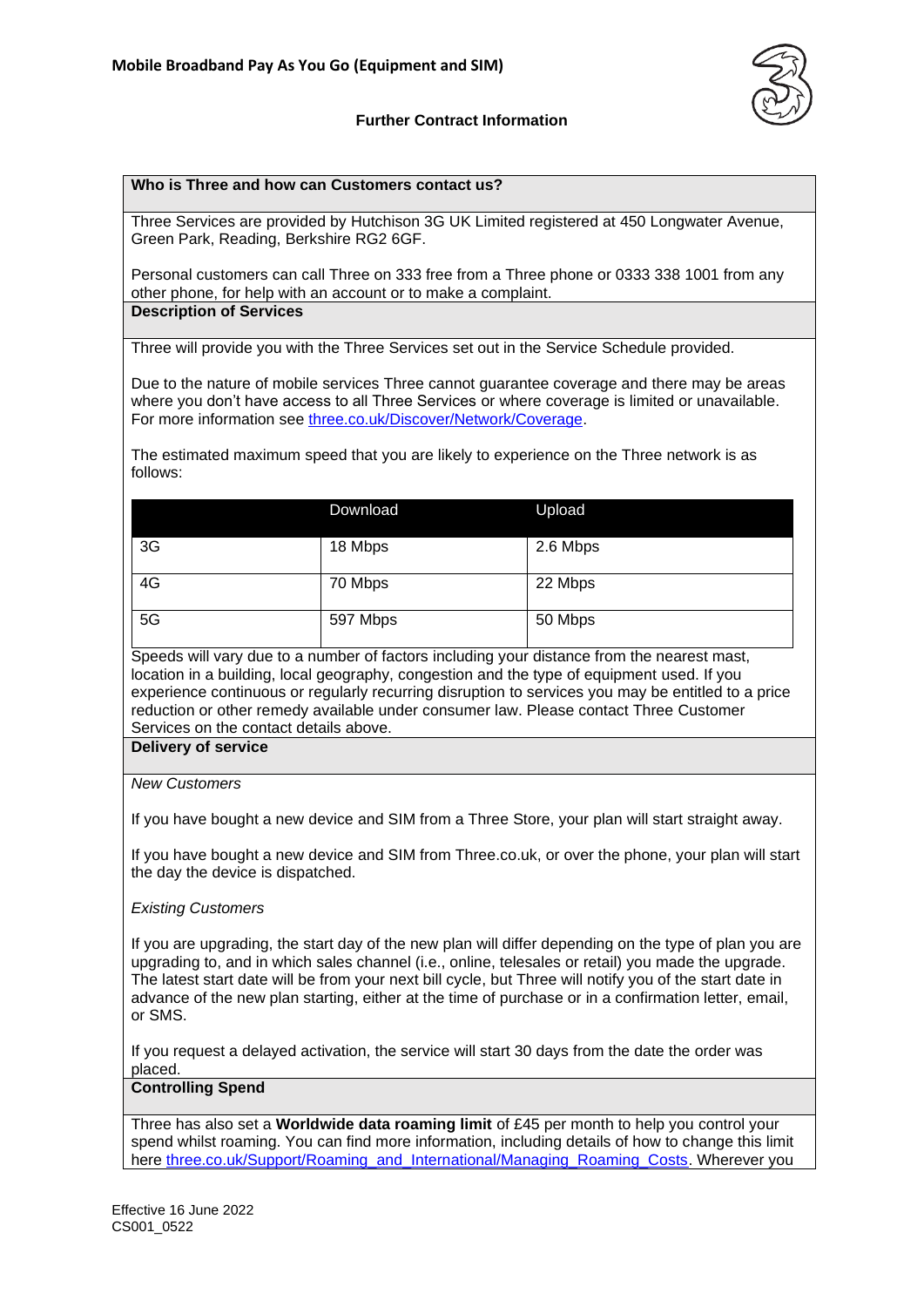# Mobile Broadband Pay As You Go (Equipment and SIM)

## Further Contract Information

### Who is Three and how can Customers contact us?

Three Services are provided by Hutchison 3G UK Limited registered at 450 Longwater Avenue, Green Park, Reading, Berkshire RG2 6GF.

Personal customers can call Three on 333 free from a Three phone or 0333 338 1001 from any other phone, for help with an account or to make a complaint.

### Description of Services

Three will provide you with the Three Services set out in the Service Schedule provided.

Due to the nature of mobile services Three cannot guarantee coverage and there may be areas where you don't have access to all Three Services or where coverage is limited or unavailable. For more information see [three.co.uk/Discover/Network/Coverage](three.co.uk/Discover/Network/Coverage).

The estimated maximum speed that you are likely to experience on the Three network is as follows:

| | Download | Upload |
|---|---|---|
| 3G | 18 Mbps | 2.6 Mbps |
| 4G | 70 Mbps | 22 Mbps |
| 5G | 597 Mbps | 50 Mbps |

Speeds will vary due to a number of factors including your distance from the nearest mast, location in a building, local geography, congestion and the type of equipment used. If you experience continuous or regularly recurring disruption to services you may be entitled to a price reduction or other remedy available under consumer law. Please contact Three Customer Services on the contact details above.

### Delivery of service

*New Customers*

If you have bought a new device and SIM from a Three Store, your plan will start straight away.

If you have bought a new device and SIM from Three.co.uk, or over the phone, your plan will start the day the device is dispatched.

*Existing Customers*

If you are upgrading, the start day of the new plan will differ depending on the type of plan you are upgrading to, and in which sales channel (i.e., online, telesales or retail) you made the upgrade. The latest start date will be from your next bill cycle, but Three will notify you of the start date in advance of the new plan starting, either at the time of purchase or in a confirmation letter, email, or SMS.

If you request a delayed activation, the service will start 30 days from the date the order was placed.

### Controlling Spend

Three has also set a **Worldwide data roaming limit** of £45 per month to help you control your spend whilst roaming. You can find more information, including details of how to change this limit here [three.co.uk/Support/Roaming_and_International/Managing_Roaming_Costs](three.co.uk/Support/Roaming_and_International/Managing_Roaming_Costs). Wherever you

Effective 16 June 2022
CS001_0522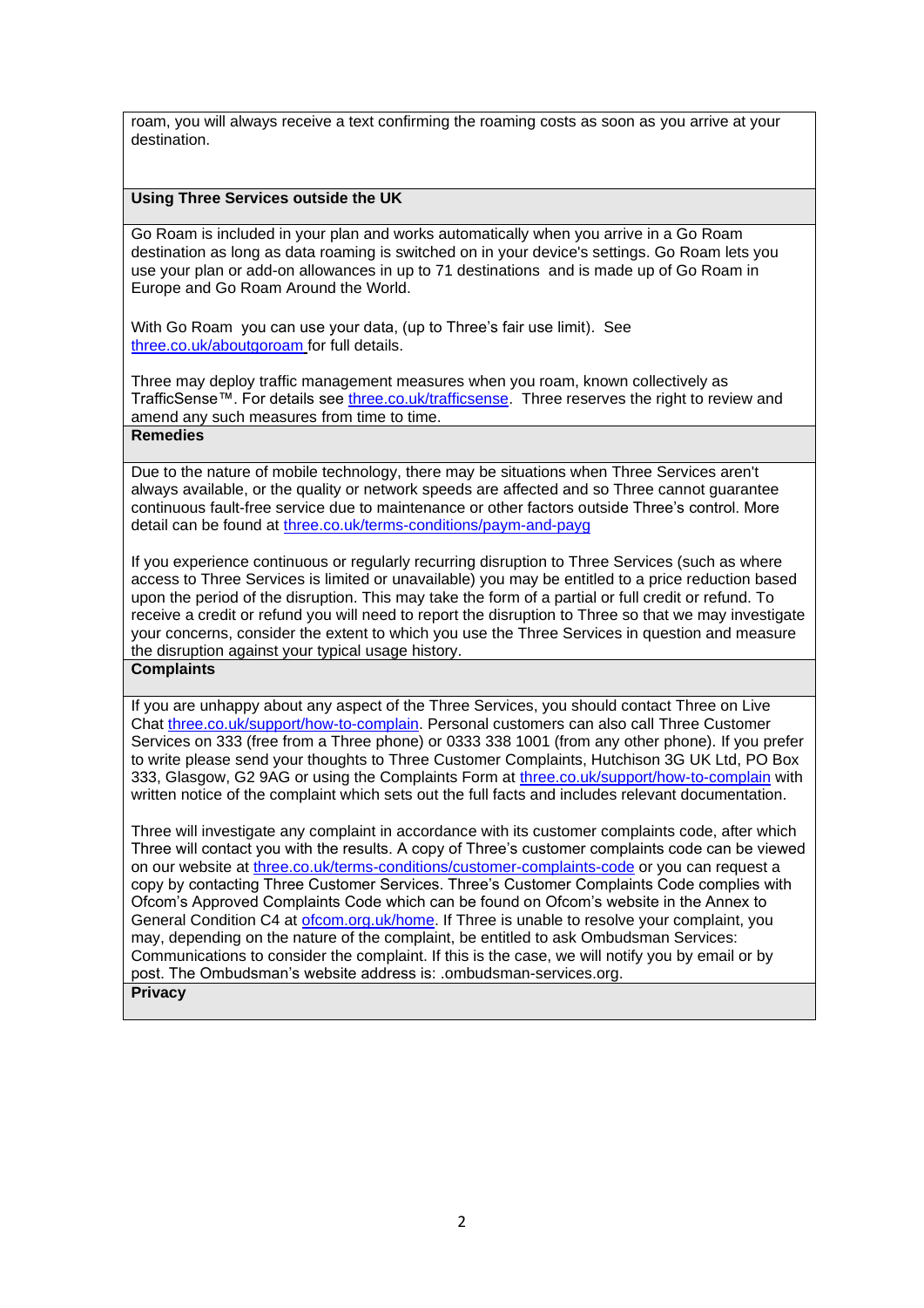roam, you will always receive a text confirming the roaming costs as soon as you arrive at your destination.

**Using Three Services outside the UK**

Go Roam is included in your plan and works automatically when you arrive in a Go Roam destination as long as data roaming is switched on in your device's settings. Go Roam lets you use your plan or add-on allowances in up to 71 destinations and is made up of Go Roam in Europe and Go Roam Around the World.

With Go Roam you can use your data, (up to Three's fair use limit). See [three.co.uk/aboutgoroam](three.co.uk/aboutgoroam) for full details.

Three may deploy traffic management measures when you roam, known collectively as TrafficSense™. For details see [three.co.uk/trafficsense](three.co.uk/trafficsense). Three reserves the right to review and amend any such measures from time to time.

**Remedies**

Due to the nature of mobile technology, there may be situations when Three Services aren't always available, or the quality or network speeds are affected and so Three cannot guarantee continuous fault-free service due to maintenance or other factors outside Three's control. More detail can be found at [three.co.uk/terms-conditions/paym-and-payg](three.co.uk/terms-conditions/paym-and-payg)

If you experience continuous or regularly recurring disruption to Three Services (such as where access to Three Services is limited or unavailable) you may be entitled to a price reduction based upon the period of the disruption. This may take the form of a partial or full credit or refund. To receive a credit or refund you will need to report the disruption to Three so that we may investigate your concerns, consider the extent to which you use the Three Services in question and measure the disruption against your typical usage history.

**Complaints**

If you are unhappy about any aspect of the Three Services, you should contact Three on Live Chat [three.co.uk/support/how-to-complain](three.co.uk/support/how-to-complain). Personal customers can also call Three Customer Services on 333 (free from a Three phone) or 0333 338 1001 (from any other phone). If you prefer to write please send your thoughts to Three Customer Complaints, Hutchison 3G UK Ltd, PO Box 333, Glasgow, G2 9AG or using the Complaints Form at [three.co.uk/support/how-to-complain](three.co.uk/support/how-to-complain) with written notice of the complaint which sets out the full facts and includes relevant documentation.

Three will investigate any complaint in accordance with its customer complaints code, after which Three will contact you with the results. A copy of Three's customer complaints code can be viewed on our website at [three.co.uk/terms-conditions/customer-complaints-code](three.co.uk/terms-conditions/customer-complaints-code) or you can request a copy by contacting Three Customer Services. Three's Customer Complaints Code complies with Ofcom's Approved Complaints Code which can be found on Ofcom's website in the Annex to General Condition C4 at [ofcom.org.uk/home](ofcom.org.uk/home). If Three is unable to resolve your complaint, you may, depending on the nature of the complaint, be entitled to ask Ombudsman Services: Communications to consider the complaint. If this is the case, we will notify you by email or by post. The Ombudsman's website address is: .ombudsman-services.org.

**Privacy**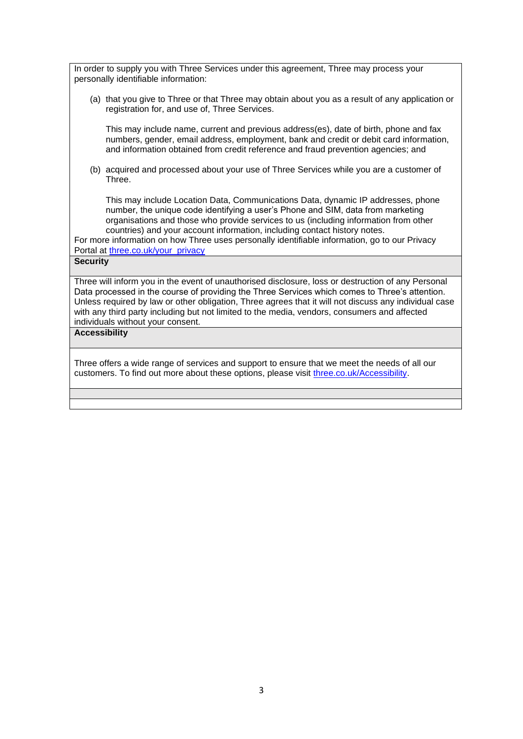In order to supply you with Three Services under this agreement, Three may process your personally identifiable information:

(a) that you give to Three or that Three may obtain about you as a result of any application or registration for, and use of, Three Services.

This may include name, current and previous address(es), date of birth, phone and fax numbers, gender, email address, employment, bank and credit or debit card information, and information obtained from credit reference and fraud prevention agencies; and

(b) acquired and processed about your use of Three Services while you are a customer of Three.

This may include Location Data, Communications Data, dynamic IP addresses, phone number, the unique code identifying a user's Phone and SIM, data from marketing organisations and those who provide services to us (including information from other countries) and your account information, including contact history notes.

For more information on how Three uses personally identifiable information, go to our Privacy Portal at [three.co.uk/your_privacy](three.co.uk/your_privacy)

**Security**

Three will inform you in the event of unauthorised disclosure, loss or destruction of any Personal Data processed in the course of providing the Three Services which comes to Three's attention. Unless required by law or other obligation, Three agrees that it will not discuss any individual case with any third party including but not limited to the media, vendors, consumers and affected individuals without your consent.

**Accessibility**

Three offers a wide range of services and support to ensure that we meet the needs of all our customers. To find out more about these options, please visit [three.co.uk/Accessibility](three.co.uk/Accessibility).